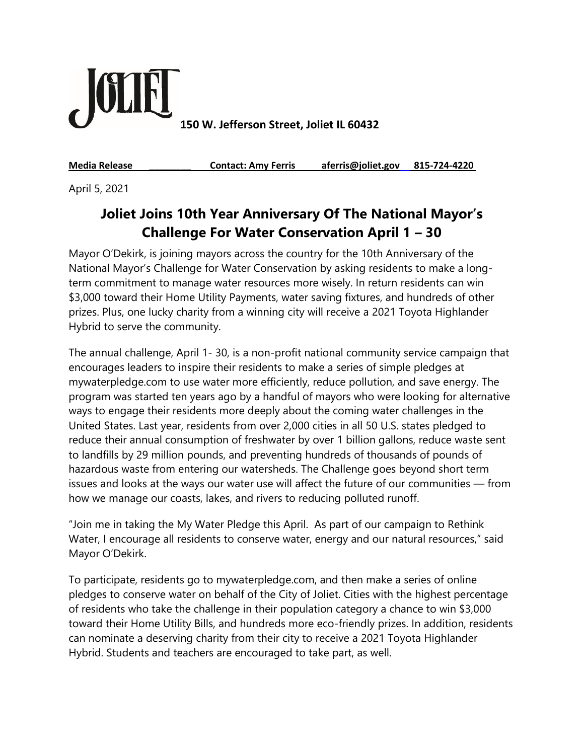JOLIET **150 W. Jefferson Street, Joliet IL 60432**

**Media Release \_\_\_\_\_\_\_\_\_ Contact: Amy Ferris aferris@joliet.gov 815-724-4220**

April 5, 2021

# Joliet Joins 10th Year Anniversary Of The National Mayor's Challenge For Water Conservation April 1 – 30

Mayor O'Dekirk, is joining mayors across the country for the 10th Anniversary of the National Mayor's Challenge for Water Conservation by asking residents to make a long-term commitment to manage water resources more wisely. In return residents can win $3,000 toward their Home Utility Payments, water saving fixtures, and hundreds of other prizes. Plus, one lucky charity from a winning city will receive a 2021 Toyota Highlander Hybrid to serve the community.

The annual challenge, April 1- 30, is a non-profit national community service campaign that encourages leaders to inspire their residents to make a series of simple pledges at mywaterpledge.com to use water more efficiently, reduce pollution, and save energy. The program was started ten years ago by a handful of mayors who were looking for alternative ways to engage their residents more deeply about the coming water challenges in the United States. Last year, residents from over 2,000 cities in all 50 U.S. states pledged to reduce their annual consumption of freshwater by over 1 billion gallons, reduce waste sent to landfills by 29 million pounds, and preventing hundreds of thousands of pounds of hazardous waste from entering our watersheds. The Challenge goes beyond short term issues and looks at the ways our water use will affect the future of our communities — from how we manage our coasts, lakes, and rivers to reducing polluted runoff.

"Join me in taking the My Water Pledge this April. As part of our campaign to Rethink Water, I encourage all residents to conserve water, energy and our natural resources," said Mayor O'Dekirk.

To participate, residents go to mywaterpledge.com, and then make a series of online pledges to conserve water on behalf of the City of Joliet. Cities with the highest percentage of residents who take the challenge in their population category a chance to win $3,000 toward their Home Utility Bills, and hundreds more eco-friendly prizes. In addition, residents can nominate a deserving charity from their city to receive a 2021 Toyota Highlander Hybrid. Students and teachers are encouraged to take part, as well.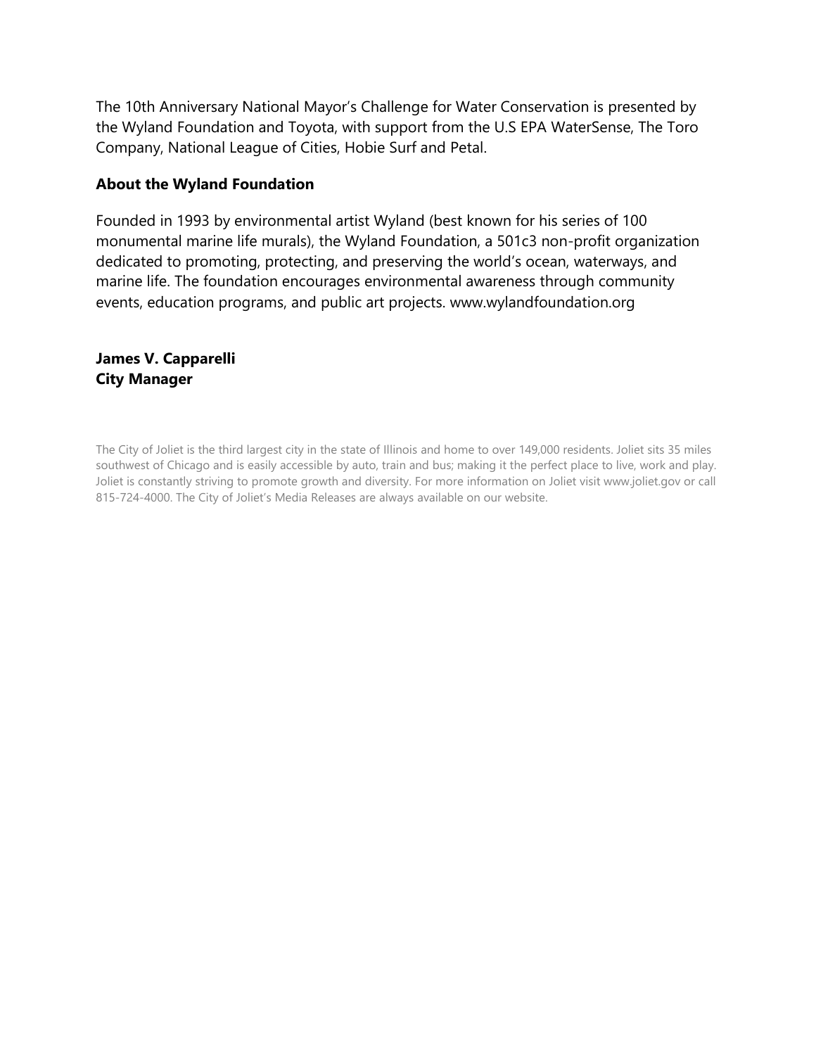The 10th Anniversary National Mayor's Challenge for Water Conservation is presented by the Wyland Foundation and Toyota, with support from the U.S EPA WaterSense, The Toro Company, National League of Cities, Hobie Surf and Petal.

**About the Wyland Foundation**

Founded in 1993 by environmental artist Wyland (best known for his series of 100 monumental marine life murals), the Wyland Foundation, a 501c3 non-profit organization dedicated to promoting, protecting, and preserving the world's ocean, waterways, and marine life. The foundation encourages environmental awareness through community events, education programs, and public art projects. www.wylandfoundation.org

**James V. Capparelli**
**City Manager**

The City of Joliet is the third largest city in the state of Illinois and home to over 149,000 residents. Joliet sits 35 miles southwest of Chicago and is easily accessible by auto, train and bus; making it the perfect place to live, work and play. Joliet is constantly striving to promote growth and diversity. For more information on Joliet visit www.joliet.gov or call 815-724-4000. The City of Joliet's Media Releases are always available on our website.